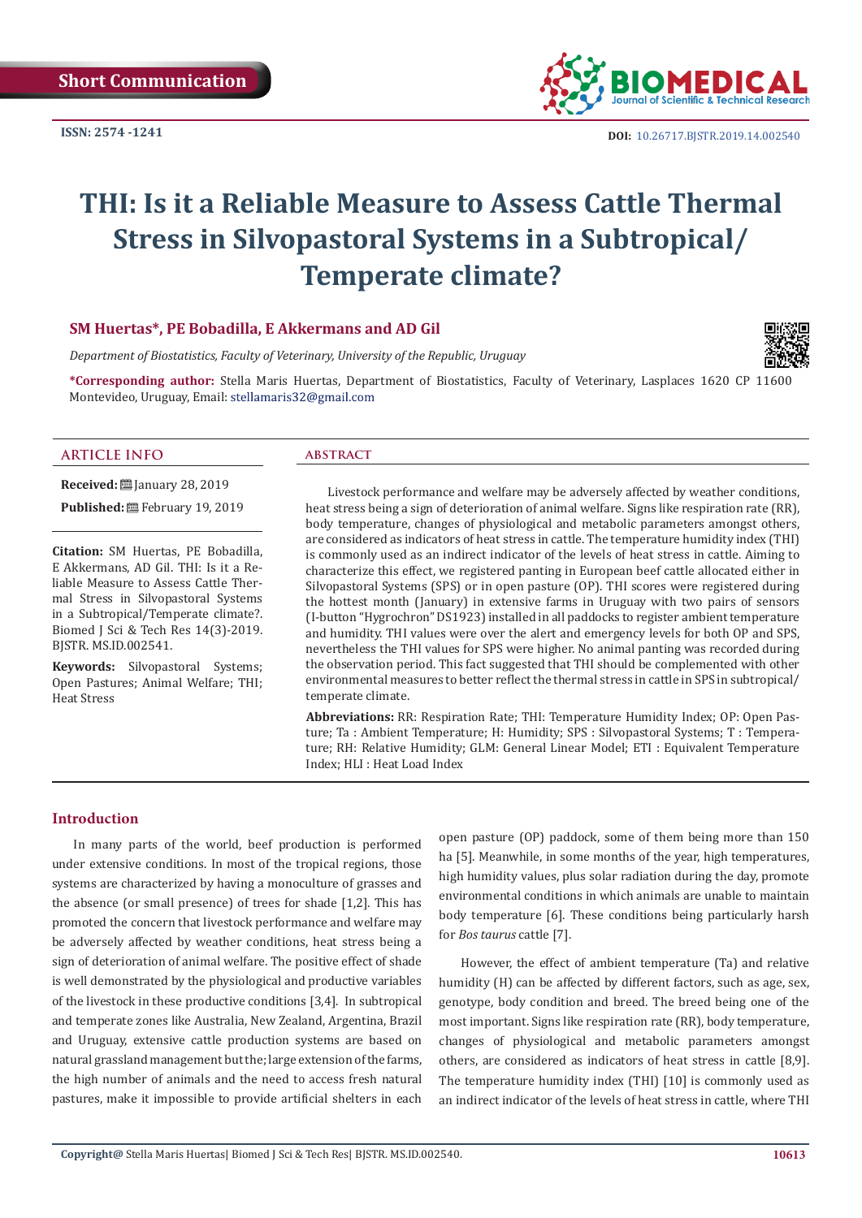Short Communication

ISSN: 2574 -1241

DOI: 10.26717.BJSTR.2019.14.002540

# THI: Is it a Reliable Measure to Assess Cattle Thermal Stress in Silvopastoral Systems in a Subtropical/ Temperate climate?

**SM Huertas*, PE Bobadilla, E Akkermans and AD Gil**

*Department of Biostatistics, Faculty of Veterinary, University of the Republic, Uruguay*

**\*Corresponding author:** Stella Maris Huertas, Department of Biostatistics, Faculty of Veterinary, Lasplaces 1620 CP 11600 Montevideo, Uruguay, Email: stellamaris32@gmail.com

## ARTICLE INFO

**Received:** January 28, 2019

**Published:** February 19, 2019

**Citation:** SM Huertas, PE Bobadilla, E Akkermans, AD Gil. THI: Is it a Reliable Measure to Assess Cattle Thermal Stress in Silvopastoral Systems in a Subtropical/Temperate climate?. Biomed J Sci & Tech Res 14(3)-2019. BJSTR. MS.ID.002541.

**Keywords:** Silvopastoral Systems; Open Pastures; Animal Welfare; THI; Heat Stress

## ABSTRACT

Livestock performance and welfare may be adversely affected by weather conditions, heat stress being a sign of deterioration of animal welfare. Signs like respiration rate (RR), body temperature, changes of physiological and metabolic parameters amongst others, are considered as indicators of heat stress in cattle. The temperature humidity index (THI) is commonly used as an indirect indicator of the levels of heat stress in cattle. Aiming to characterize this effect, we registered panting in European beef cattle allocated either in Silvopastoral Systems (SPS) or in open pasture (OP). THI scores were registered during the hottest month (January) in extensive farms in Uruguay with two pairs of sensors (I-button "Hygrochron" DS1923) installed in all paddocks to register ambient temperature and humidity. THI values were over the alert and emergency levels for both OP and SPS, nevertheless the THI values for SPS were higher. No animal panting was recorded during the observation period. This fact suggested that THI should be complemented with other environmental measures to better reflect the thermal stress in cattle in SPS in subtropical/ temperate climate.

**Abbreviations:** RR: Respiration Rate; THI: Temperature Humidity Index; OP: Open Pasture; Ta : Ambient Temperature; H: Humidity; SPS : Silvopastoral Systems; T : Temperature; RH: Relative Humidity; GLM: General Linear Model; ETI : Equivalent Temperature Index; HLI : Heat Load Index

## Introduction

In many parts of the world, beef production is performed under extensive conditions. In most of the tropical regions, those systems are characterized by having a monoculture of grasses and the absence (or small presence) of trees for shade [1,2]. This has promoted the concern that livestock performance and welfare may be adversely affected by weather conditions, heat stress being a sign of deterioration of animal welfare. The positive effect of shade is well demonstrated by the physiological and productive variables of the livestock in these productive conditions [3,4]. In subtropical and temperate zones like Australia, New Zealand, Argentina, Brazil and Uruguay, extensive cattle production systems are based on natural grassland management but the; large extension of the farms, the high number of animals and the need to access fresh natural pastures, make it impossible to provide artificial shelters in each open pasture (OP) paddock, some of them being more than 150 ha [5]. Meanwhile, in some months of the year, high temperatures, high humidity values, plus solar radiation during the day, promote environmental conditions in which animals are unable to maintain body temperature [6]. These conditions being particularly harsh for *Bos taurus* cattle [7].

However, the effect of ambient temperature (Ta) and relative humidity (H) can be affected by different factors, such as age, sex, genotype, body condition and breed. The breed being one of the most important. Signs like respiration rate (RR), body temperature, changes of physiological and metabolic parameters amongst others, are considered as indicators of heat stress in cattle [8,9]. The temperature humidity index (THI) [10] is commonly used as an indirect indicator of the levels of heat stress in cattle, where THI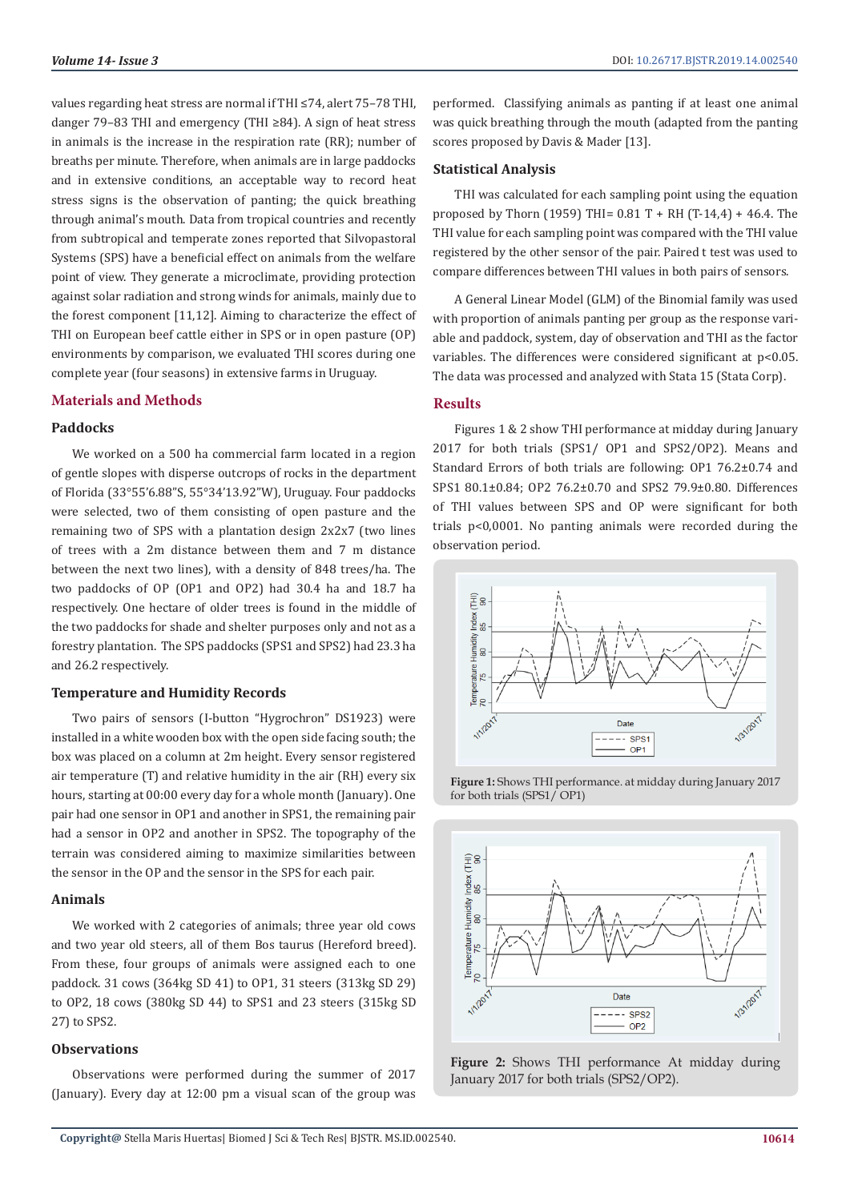values regarding heat stress are normal if THI ≤74, alert 75–78 THI, danger 79–83 THI and emergency (THI ≥84). A sign of heat stress in animals is the increase in the respiration rate (RR); number of breaths per minute. Therefore, when animals are in large paddocks and in extensive conditions, an acceptable way to record heat stress signs is the observation of panting; the quick breathing through animal's mouth. Data from tropical countries and recently from subtropical and temperate zones reported that Silvopastoral Systems (SPS) have a beneficial effect on animals from the welfare point of view. They generate a microclimate, providing protection against solar radiation and strong winds for animals, mainly due to the forest component [11,12]. Aiming to characterize the effect of THI on European beef cattle either in SPS or in open pasture (OP) environments by comparison, we evaluated THI scores during one complete year (four seasons) in extensive farms in Uruguay.

## Materials and Methods

### Paddocks

We worked on a 500 ha commercial farm located in a region of gentle slopes with disperse outcrops of rocks in the department of Florida (33°55'6.88"S, 55°34'13.92"W), Uruguay. Four paddocks were selected, two of them consisting of open pasture and the remaining two of SPS with a plantation design 2x2x7 (two lines of trees with a 2m distance between them and 7 m distance between the next two lines), with a density of 848 trees/ha. The two paddocks of OP (OP1 and OP2) had 30.4 ha and 18.7 ha respectively. One hectare of older trees is found in the middle of the two paddocks for shade and shelter purposes only and not as a forestry plantation. The SPS paddocks (SPS1 and SPS2) had 23.3 ha and 26.2 respectively.

### Temperature and Humidity Records

Two pairs of sensors (I-button "Hygrochron" DS1923) were installed in a white wooden box with the open side facing south; the box was placed on a column at 2m height. Every sensor registered air temperature (T) and relative humidity in the air (RH) every six hours, starting at 00:00 every day for a whole month (January). One pair had one sensor in OP1 and another in SPS1, the remaining pair had a sensor in OP2 and another in SPS2. The topography of the terrain was considered aiming to maximize similarities between the sensor in the OP and the sensor in the SPS for each pair.

### Animals

We worked with 2 categories of animals; three year old cows and two year old steers, all of them Bos taurus (Hereford breed). From these, four groups of animals were assigned each to one paddock. 31 cows (364kg SD 41) to OP1, 31 steers (313kg SD 29) to OP2, 18 cows (380kg SD 44) to SPS1 and 23 steers (315kg SD 27) to SPS2.

### Observations

Observations were performed during the summer of 2017 (January). Every day at 12:00 pm a visual scan of the group was performed. Classifying animals as panting if at least one animal was quick breathing through the mouth (adapted from the panting scores proposed by Davis & Mader [13].

### Statistical Analysis

THI was calculated for each sampling point using the equation proposed by Thorn (1959) THI= 0.81 T + RH (T-14,4) + 46.4. The THI value for each sampling point was compared with the THI value registered by the other sensor of the pair. Paired t test was used to compare differences between THI values in both pairs of sensors.

A General Linear Model (GLM) of the Binomial family was used with proportion of animals panting per group as the response variable and paddock, system, day of observation and THI as the factor variables. The differences were considered significant at p<0.05. The data was processed and analyzed with Stata 15 (Stata Corp).

## Results

Figures 1 & 2 show THI performance at midday during January 2017 for both trials (SPS1/ OP1 and SPS2/OP2). Means and Standard Errors of both trials are following: OP1 76.2±0.74 and SPS1 80.1±0.84; OP2 76.2±0.70 and SPS2 79.9±0.80. Differences of THI values between SPS and OP were significant for both trials p<0,0001. No panting animals were recorded during the observation period.

**Figure 1:** Shows THI performance. at midday during January 2017 for both trials (SPS1/ OP1)

**Figure 2:** Shows THI performance At midday during January 2017 for both trials (SPS2/OP2).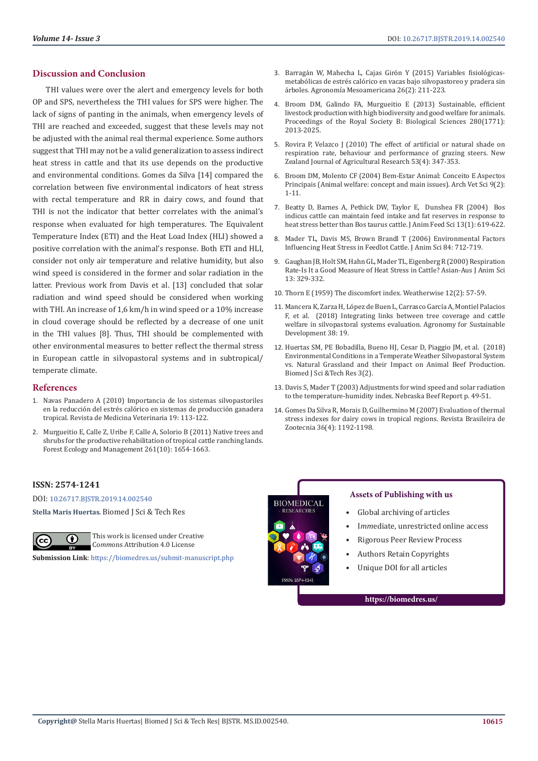## Discussion and Conclusion

THI values were over the alert and emergency levels for both OP and SPS, nevertheless the THI values for SPS were higher. The lack of signs of panting in the animals, when emergency levels of THI are reached and exceeded, suggest that these levels may not be adjusted with the animal real thermal experience. Some authors suggest that THI may not be a valid generalization to assess indirect heat stress in cattle and that its use depends on the productive and environmental conditions. Gomes da Silva [14] compared the correlation between five environmental indicators of heat stress with rectal temperature and RR in dairy cows, and found that THI is not the indicator that better correlates with the animal's response when evaluated for high temperatures. The Equivalent Temperature Index (ETI) and the Heat Load Index (HLI) showed a positive correlation with the animal's response. Both ETI and HLI, consider not only air temperature and relative humidity, but also wind speed is considered in the former and solar radiation in the latter. Previous work from Davis et al. [13] concluded that solar radiation and wind speed should be considered when working with THI. An increase of 1,6 km/h in wind speed or a 10% increase in cloud coverage should be reflected by a decrease of one unit in the THI values [8]. Thus, THI should be complemented with other environmental measures to better reflect the thermal stress in European cattle in silvopastoral systems and in subtropical/temperate climate.

## References

1. Navas Panadero A (2010) Importancia de los sistemas silvopastoriles en la reducción del estrés calórico en sistemas de producción ganadera tropical. Revista de Medicina Veterinaria 19: 113-122.
2. Murgueitio E, Calle Z, Uribe F, Calle A, Solorio B (2011) Native trees and shrubs for the productive rehabilitation of tropical cattle ranching lands. Forest Ecology and Management 261(10): 1654-1663.
3. Barragán W, Mahecha L, Cajas Girón Y (2015) Variables fisiológicas-metabólicas de estrés calórico en vacas bajo silvopastoreo y pradera sin árboles. Agronomía Mesoamericana 26(2): 211-223.
4. Broom DM, Galindo FA, Murgueitio E (2013) Sustainable, efficient livestock production with high biodiversity and good welfare for animals. Proceedings of the Royal Society B: Biological Sciences 280(1771): 2013-2025.
5. Rovira P, Velazco J (2010) The effect of artificial or natural shade on respiration rate, behaviour and performance of grazing steers. New Zealand Journal of Agricultural Research 53(4): 347-353.
6. Broom DM, Molento CF (2004) Bem-Estar Animal: Conceito E Aspectos Principais (Animal welfare: concept and main issues). Arch Vet Sci 9(2): 1-11.
7. Beatty D, Barnes A, Pethick DW, Taylor E, Dunshea FR (2004) Bos indicus cattle can maintain feed intake and fat reserves in response to heat stress better than Bos taurus cattle. J Anim Feed Sci 13(1): 619-622.
8. Mader TL, Davis MS, Brown Brandl T (2006) Environmental Factors Influencing Heat Stress in Feedlot Cattle. J Anim Sci 84: 712-719.
9. Gaughan JB, Holt SM, Hahn GL, Mader TL, Eigenberg R (2000) Respiration Rate-Is It a Good Measure of Heat Stress in Cattle? Asian-Aus J Anim Sci 13: 329-332.
10. Thorn E (1959) The discomfort index. Weatherwise 12(2): 57-59.
11. Mancera K, Zarza H, López de Buen L, Carrasco García A, Montiel Palacios F, et al. (2018) Integrating links between tree coverage and cattle welfare in silvopastoral systems evaluation. Agronomy for Sustainable Development 38: 19.
12. Huertas SM, PE Bobadilla, Bueno HJ, Cesar D, Piaggio JM, et al. (2018) Environmental Conditions in a Temperate Weather Silvopastoral System vs. Natural Grassland and their Impact on Animal Beef Production. Biomed J Sci &Tech Res 3(2).
13. Davis S, Mader T (2003) Adjustments for wind speed and solar radiation to the temperature-humidity index. Nebraska Beef Report p. 49-51.
14. Gomes Da Silva R, Morais D, Guilhermino M (2007) Evaluation of thermal stress indexes for dairy cows in tropical regions. Revista Brasileira de Zootecnia 36(4): 1192-1198.

**ISSN: 2574-1241**

DOI: 10.26717.BJSTR.2019.14.002540

**Stella Maris Huertas.** Biomed J Sci & Tech Res

This work is licensed under Creative Commons Attribution 4.0 License

**Submission Link**: https://biomedres.us/submit-manuscript.php

**Assets of Publishing with us**

- Global archiving of articles
- Immediate, unrestricted online access
- Rigorous Peer Review Process
- Authors Retain Copyrights
- Unique DOI for all articles

https://biomedres.us/